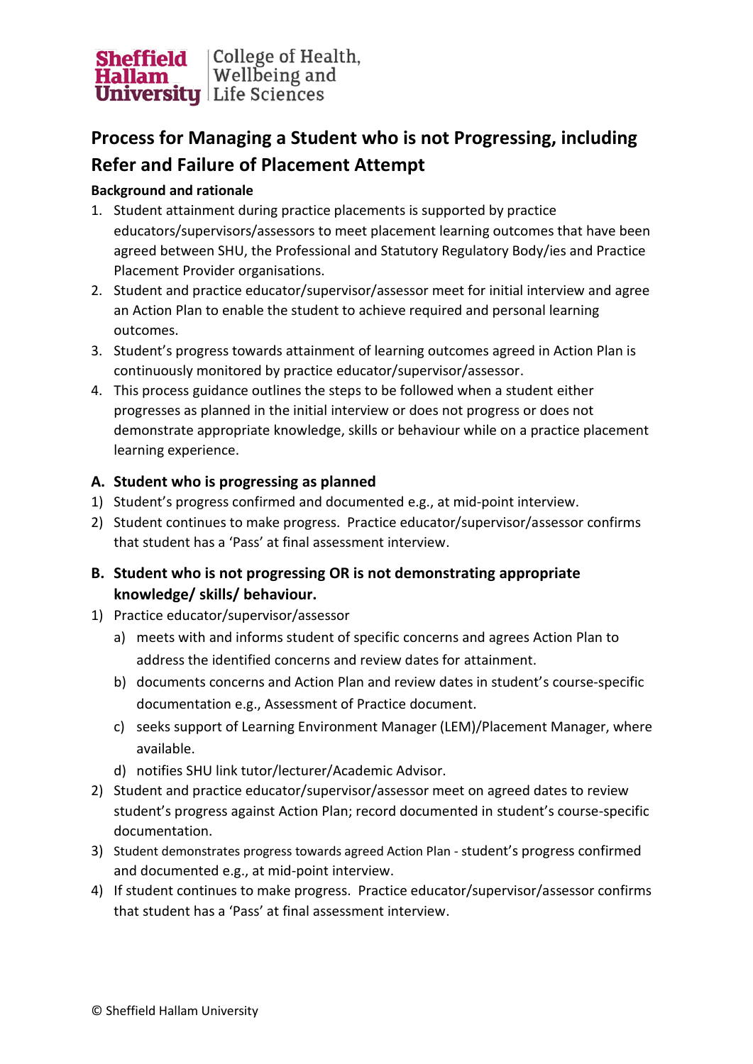Sheffield Hallam University | College of Health, Wellbeing and Life Sciences

# Process for Managing a Student who is not Progressing, including Refer and Failure of Placement Attempt

**Background and rationale**

1. Student attainment during practice placements is supported by practice educators/supervisors/assessors to meet placement learning outcomes that have been agreed between SHU, the Professional and Statutory Regulatory Body/ies and Practice Placement Provider organisations.
2. Student and practice educator/supervisor/assessor meet for initial interview and agree an Action Plan to enable the student to achieve required and personal learning outcomes.
3. Student's progress towards attainment of learning outcomes agreed in Action Plan is continuously monitored by practice educator/supervisor/assessor.
4. This process guidance outlines the steps to be followed when a student either progresses as planned in the initial interview or does not progress or does not demonstrate appropriate knowledge, skills or behaviour while on a practice placement learning experience.

## A. Student who is progressing as planned

1) Student's progress confirmed and documented e.g., at mid-point interview.
2) Student continues to make progress. Practice educator/supervisor/assessor confirms that student has a 'Pass' at final assessment interview.

## B. Student who is not progressing OR is not demonstrating appropriate knowledge/ skills/ behaviour.

1) Practice educator/supervisor/assessor
   a) meets with and informs student of specific concerns and agrees Action Plan to address the identified concerns and review dates for attainment.
   b) documents concerns and Action Plan and review dates in student's course-specific documentation e.g., Assessment of Practice document.
   c) seeks support of Learning Environment Manager (LEM)/Placement Manager, where available.
   d) notifies SHU link tutor/lecturer/Academic Advisor.
2) Student and practice educator/supervisor/assessor meet on agreed dates to review student's progress against Action Plan; record documented in student's course-specific documentation.
3) Student demonstrates progress towards agreed Action Plan - student's progress confirmed and documented e.g., at mid-point interview.
4) If student continues to make progress. Practice educator/supervisor/assessor confirms that student has a 'Pass' at final assessment interview.

© Sheffield Hallam University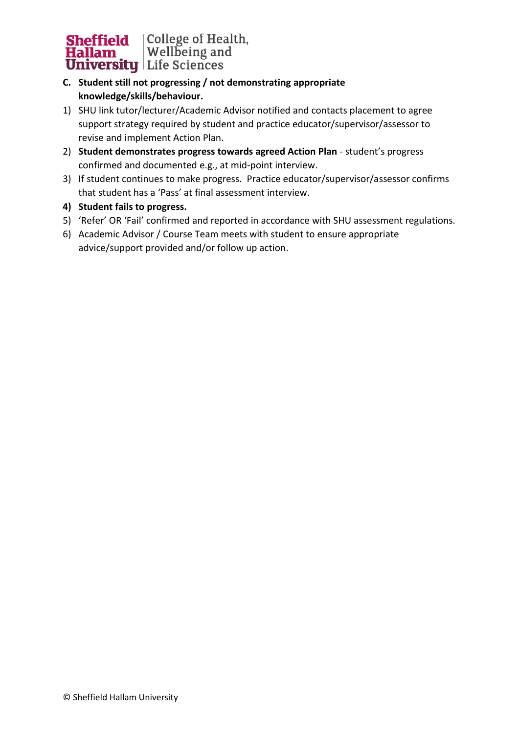**C. Student still not progressing / not demonstrating appropriate knowledge/skills/behaviour.**

1) SHU link tutor/lecturer/Academic Advisor notified and contacts placement to agree support strategy required by student and practice educator/supervisor/assessor to revise and implement Action Plan.
2) **Student demonstrates progress towards agreed Action Plan** - student's progress confirmed and documented e.g., at mid-point interview.
3) If student continues to make progress. Practice educator/supervisor/assessor confirms that student has a 'Pass' at final assessment interview.
4) **Student fails to progress.**
5) 'Refer' OR 'Fail' confirmed and reported in accordance with SHU assessment regulations.
6) Academic Advisor / Course Team meets with student to ensure appropriate advice/support provided and/or follow up action.